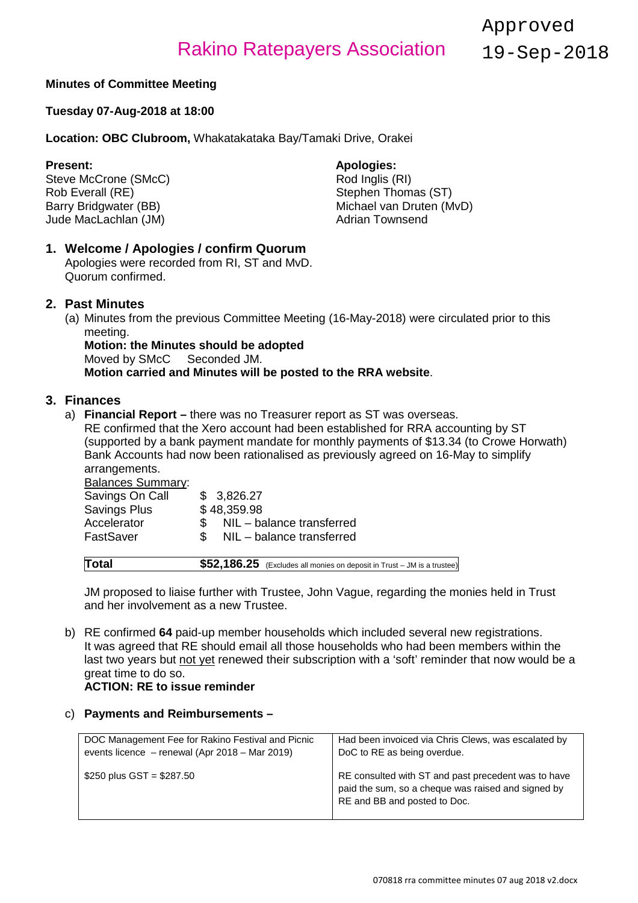# Rakino Ratepayers Association

Approved 19-Sep-2018

**Minutes of Committee Meeting**

**Tuesday 07-Aug-2018 at 18:00**

**Location: OBC Clubroom,** Whakatakataka Bay/Tamaki Drive, Orakei

**Present:**
Steve McCrone (SMcC)
Rob Everall (RE)
Barry Bridgwater (BB)
Jude MacLachlan (JM)

**Apologies:**
Rod Inglis (RI)
Stephen Thomas (ST)
Michael van Druten (MvD)
Adrian Townsend

## 1. Welcome / Apologies / confirm Quorum

Apologies were recorded from RI, ST and MvD.
Quorum confirmed.

## 2. Past Minutes

(a) Minutes from the previous Committee Meeting (16-May-2018) were circulated prior to this meeting.
**Motion: the Minutes should be adopted**
Moved by SMcC Seconded JM.
**Motion carried and Minutes will be posted to the RRA website**.

## 3. Finances

a) **Financial Report –** there was no Treasurer report as ST was overseas.
RE confirmed that the Xero account had been established for RRA accounting by ST (supported by a bank payment mandate for monthly payments of $13.34 (to Crowe Horwath)
Bank Accounts had now been rationalised as previously agreed on 16-May to simplify arrangements.

Balances Summary:

| | |
|---|---|
| Savings On Call | $ 3,826.27 |
| Savings Plus | $ 48,359.98 |
| Accelerator | $ NIL – balance transferred |
| FastSaver | $ NIL – balance transferred |
| **Total** | **$52,186.25** (Excludes all monies on deposit in Trust – JM is a trustee) |

JM proposed to liaise further with Trustee, John Vague, regarding the monies held in Trust and her involvement as a new Trustee.

b) RE confirmed **64** paid-up member households which included several new registrations. It was agreed that RE should email all those households who had been members within the last two years but not yet renewed their subscription with a 'soft' reminder that now would be a great time to do so.
**ACTION: RE to issue reminder**

c) **Payments and Reimbursements –**

| | |
|---|---|
| DOC Management Fee for Rakino Festival and Picnic events licence – renewal (Apr 2018 – Mar 2019)<br><br>$250 plus GST = $287.50 | Had been invoiced via Chris Clews, was escalated by DoC to RE as being overdue.<br><br>RE consulted with ST and past precedent was to have paid the sum, so a cheque was raised and signed by RE and BB and posted to Doc. |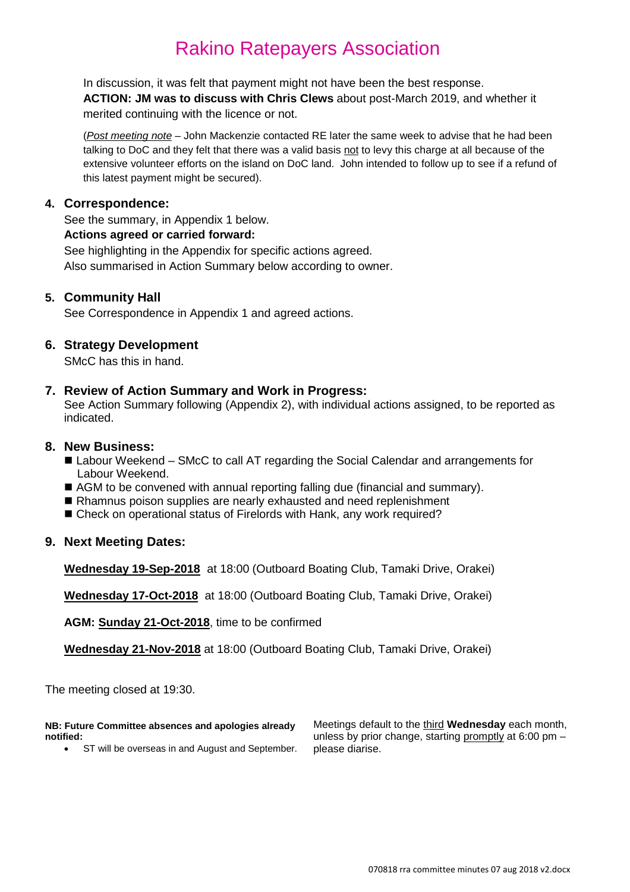In discussion, it was felt that payment might not have been the best response.
**ACTION: JM was to discuss with Chris Clews** about post-March 2019, and whether it merited continuing with the licence or not.

(*Post meeting note* – John Mackenzie contacted RE later the same week to advise that he had been talking to DoC and they felt that there was a valid basis not to levy this charge at all because of the extensive volunteer efforts on the island on DoC land. John intended to follow up to see if a refund of this latest payment might be secured).

## 4. Correspondence:

See the summary, in Appendix 1 below.

**Actions agreed or carried forward:**

See highlighting in the Appendix for specific actions agreed.
Also summarised in Action Summary below according to owner.

## 5. Community Hall

See Correspondence in Appendix 1 and agreed actions.

## 6. Strategy Development

SMcC has this in hand.

## 7. Review of Action Summary and Work in Progress:

See Action Summary following (Appendix 2), with individual actions assigned, to be reported as indicated.

## 8. New Business:

- Labour Weekend – SMcC to call AT regarding the Social Calendar and arrangements for Labour Weekend.
- AGM to be convened with annual reporting falling due (financial and summary).
- Rhamnus poison supplies are nearly exhausted and need replenishment
- Check on operational status of Firelords with Hank, any work required?

## 9. Next Meeting Dates:

**Wednesday 19-Sep-2018** at 18:00 (Outboard Boating Club, Tamaki Drive, Orakei)

**Wednesday 17-Oct-2018** at 18:00 (Outboard Boating Club, Tamaki Drive, Orakei)

**AGM: Sunday 21-Oct-2018**, time to be confirmed

**Wednesday 21-Nov-2018** at 18:00 (Outboard Boating Club, Tamaki Drive, Orakei)

The meeting closed at 19:30.

**NB: Future Committee absences and apologies already notified:**

- ST will be overseas in and August and September.

Meetings default to the third **Wednesday** each month, unless by prior change, starting promptly at 6:00 pm – please diarise.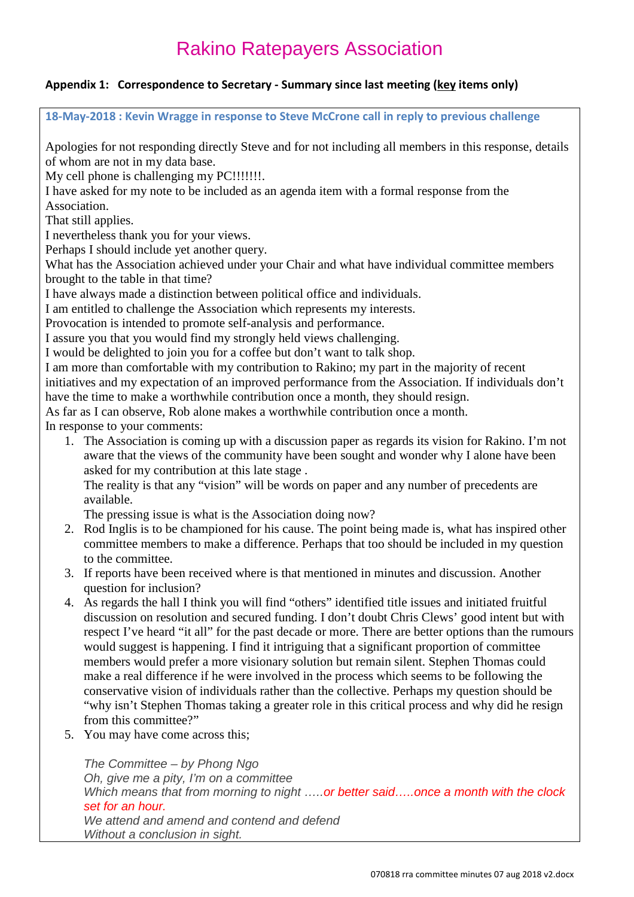# Rakino Ratepayers Association

**Appendix 1: Correspondence to Secretary - Summary since last meeting (key items only)**

**18-May-2018 : Kevin Wragge in response to Steve McCrone call in reply to previous challenge**

Apologies for not responding directly Steve and for not including all members in this response, details of whom are not in my data base.
My cell phone is challenging my PC!!!!!!!.
I have asked for my note to be included as an agenda item with a formal response from the Association.
That still applies.
I nevertheless thank you for your views.
Perhaps I should include yet another query.
What has the Association achieved under your Chair and what have individual committee members brought to the table in that time?
I have always made a distinction between political office and individuals.
I am entitled to challenge the Association which represents my interests.
Provocation is intended to promote self-analysis and performance.
I assure you that you would find my strongly held views challenging.
I would be delighted to join you for a coffee but don't want to talk shop.
I am more than comfortable with my contribution to Rakino; my part in the majority of recent initiatives and my expectation of an improved performance from the Association. If individuals don't have the time to make a worthwhile contribution once a month, they should resign.
As far as I can observe, Rob alone makes a worthwhile contribution once a month.
In response to your comments:

1. The Association is coming up with a discussion paper as regards its vision for Rakino. I'm not aware that the views of the community have been sought and wonder why I alone have been asked for my contribution at this late stage .
   The reality is that any "vision" will be words on paper and any number of precedents are available.
   The pressing issue is what is the Association doing now?
2. Rod Inglis is to be championed for his cause. The point being made is, what has inspired other committee members to make a difference. Perhaps that too should be included in my question to the committee.
3. If reports have been received where is that mentioned in minutes and discussion. Another question for inclusion?
4. As regards the hall I think you will find "others" identified title issues and initiated fruitful discussion on resolution and secured funding. I don't doubt Chris Clews' good intent but with respect I've heard "it all" for the past decade or more. There are better options than the rumours would suggest is happening. I find it intriguing that a significant proportion of committee members would prefer a more visionary solution but remain silent. Stephen Thomas could make a real difference if he were involved in the process which seems to be following the conservative vision of individuals rather than the collective. Perhaps my question should be "why isn't Stephen Thomas taking a greater role in this critical process and why did he resign from this committee?"
5. You may have come across this;

   *The Committee – by Phong Ngo*
   *Oh, give me a pity, I'm on a committee*
   *Which means that from morning to night …..or better said…..once a month with the clock set for an hour.*
   *We attend and amend and contend and defend*
   *Without a conclusion in sight.*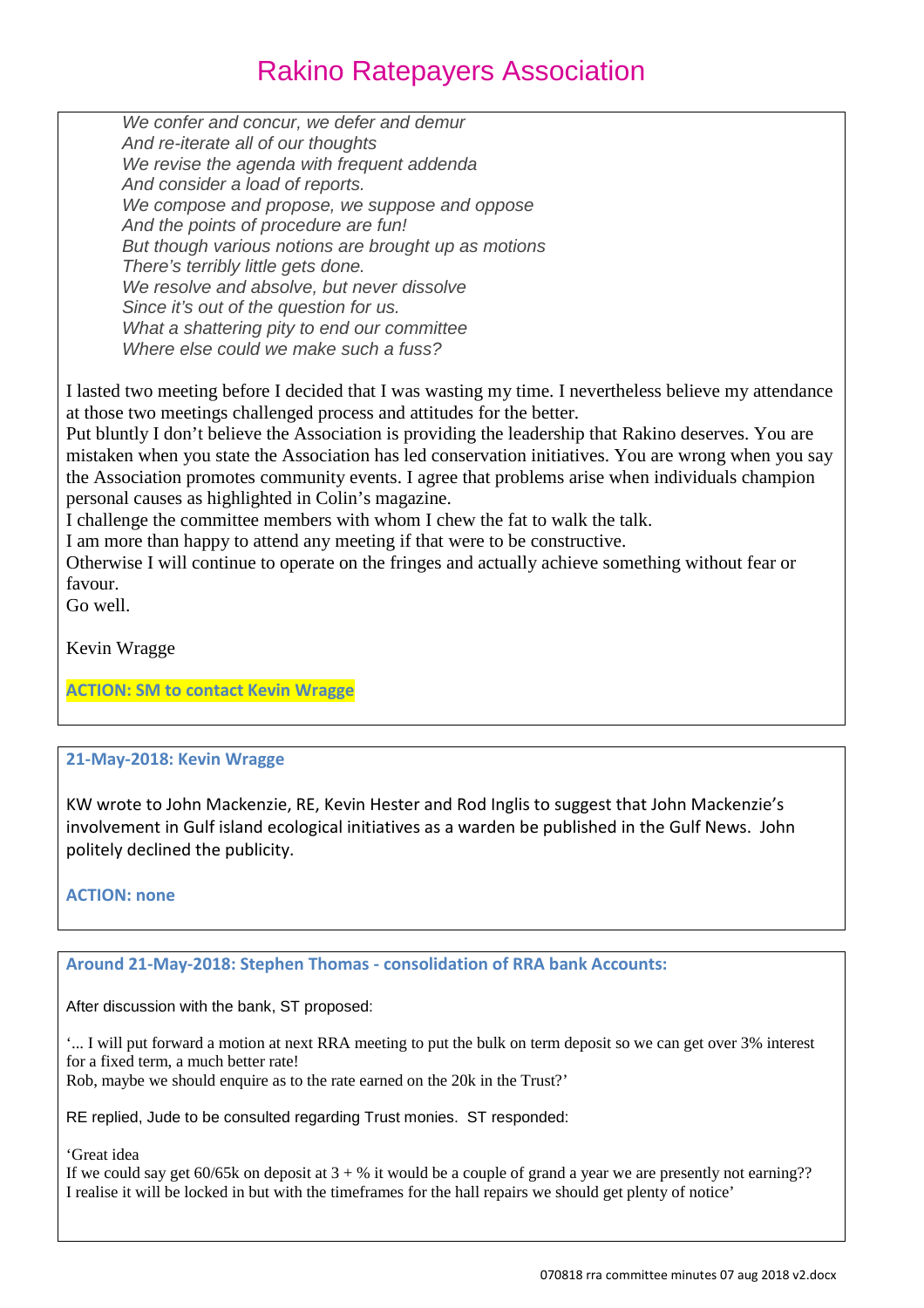# Rakino Ratepayers Association

*We confer and concur, we defer and demur*
*And re-iterate all of our thoughts*
*We revise the agenda with frequent addenda*
*And consider a load of reports.*
*We compose and propose, we suppose and oppose*
*And the points of procedure are fun!*
*But though various notions are brought up as motions*
*There's terribly little gets done.*
*We resolve and absolve, but never dissolve*
*Since it's out of the question for us.*
*What a shattering pity to end our committee*
*Where else could we make such a fuss?*

I lasted two meeting before I decided that I was wasting my time. I nevertheless believe my attendance at those two meetings challenged process and attitudes for the better.
Put bluntly I don't believe the Association is providing the leadership that Rakino deserves. You are mistaken when you state the Association has led conservation initiatives. You are wrong when you say the Association promotes community events. I agree that problems arise when individuals champion personal causes as highlighted in Colin's magazine.
I challenge the committee members with whom I chew the fat to walk the talk.
I am more than happy to attend any meeting if that were to be constructive.
Otherwise I will continue to operate on the fringes and actually achieve something without fear or favour.
Go well.

Kevin Wragge

**ACTION: SM to contact Kevin Wragge**

---

**21-May-2018: Kevin Wragge**

KW wrote to John Mackenzie, RE, Kevin Hester and Rod Inglis to suggest that John Mackenzie's involvement in Gulf island ecological initiatives as a warden be published in the Gulf News. John politely declined the publicity.

**ACTION: none**

---

**Around 21-May-2018: Stephen Thomas - consolidation of RRA bank Accounts:**

After discussion with the bank, ST proposed:

'... I will put forward a motion at next RRA meeting to put the bulk on term deposit so we can get over 3% interest for a fixed term, a much better rate!
Rob, maybe we should enquire as to the rate earned on the 20k in the Trust?'

RE replied, Jude to be consulted regarding Trust monies. ST responded:

'Great idea
If we could say get 60/65k on deposit at 3 + % it would be a couple of grand a year we are presently not earning??
I realise it will be locked in but with the timeframes for the hall repairs we should get plenty of notice'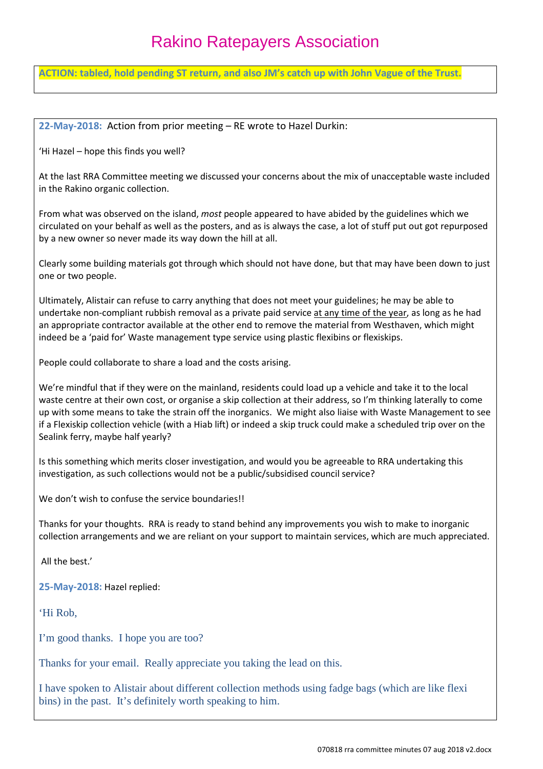# Rakino Ratepayers Association

**ACTION: tabled, hold pending ST return, and also JM's catch up with John Vague of the Trust.**

**22-May-2018:** Action from prior meeting – RE wrote to Hazel Durkin:

'Hi Hazel – hope this finds you well?

At the last RRA Committee meeting we discussed your concerns about the mix of unacceptable waste included in the Rakino organic collection.

From what was observed on the island, *most* people appeared to have abided by the guidelines which we circulated on your behalf as well as the posters, and as is always the case, a lot of stuff put out got repurposed by a new owner so never made its way down the hill at all.

Clearly some building materials got through which should not have done, but that may have been down to just one or two people.

Ultimately, Alistair can refuse to carry anything that does not meet your guidelines; he may be able to undertake non-compliant rubbish removal as a private paid service <u>at any time of the year</u>, as long as he had an appropriate contractor available at the other end to remove the material from Westhaven, which might indeed be a 'paid for' Waste management type service using plastic flexibins or flexiskips.

People could collaborate to share a load and the costs arising.

We're mindful that if they were on the mainland, residents could load up a vehicle and take it to the local waste centre at their own cost, or organise a skip collection at their address, so I'm thinking laterally to come up with some means to take the strain off the inorganics. We might also liaise with Waste Management to see if a Flexiskip collection vehicle (with a Hiab lift) or indeed a skip truck could make a scheduled trip over on the Sealink ferry, maybe half yearly?

Is this something which merits closer investigation, and would you be agreeable to RRA undertaking this investigation, as such collections would not be a public/subsidised council service?

We don't wish to confuse the service boundaries!!

Thanks for your thoughts. RRA is ready to stand behind any improvements you wish to make to inorganic collection arrangements and we are reliant on your support to maintain services, which are much appreciated.

All the best.'

**25-May-2018:** Hazel replied:

'Hi Rob,

I'm good thanks. I hope you are too?

Thanks for your email. Really appreciate you taking the lead on this.

I have spoken to Alistair about different collection methods using fadge bags (which are like flexi bins) in the past. It's definitely worth speaking to him.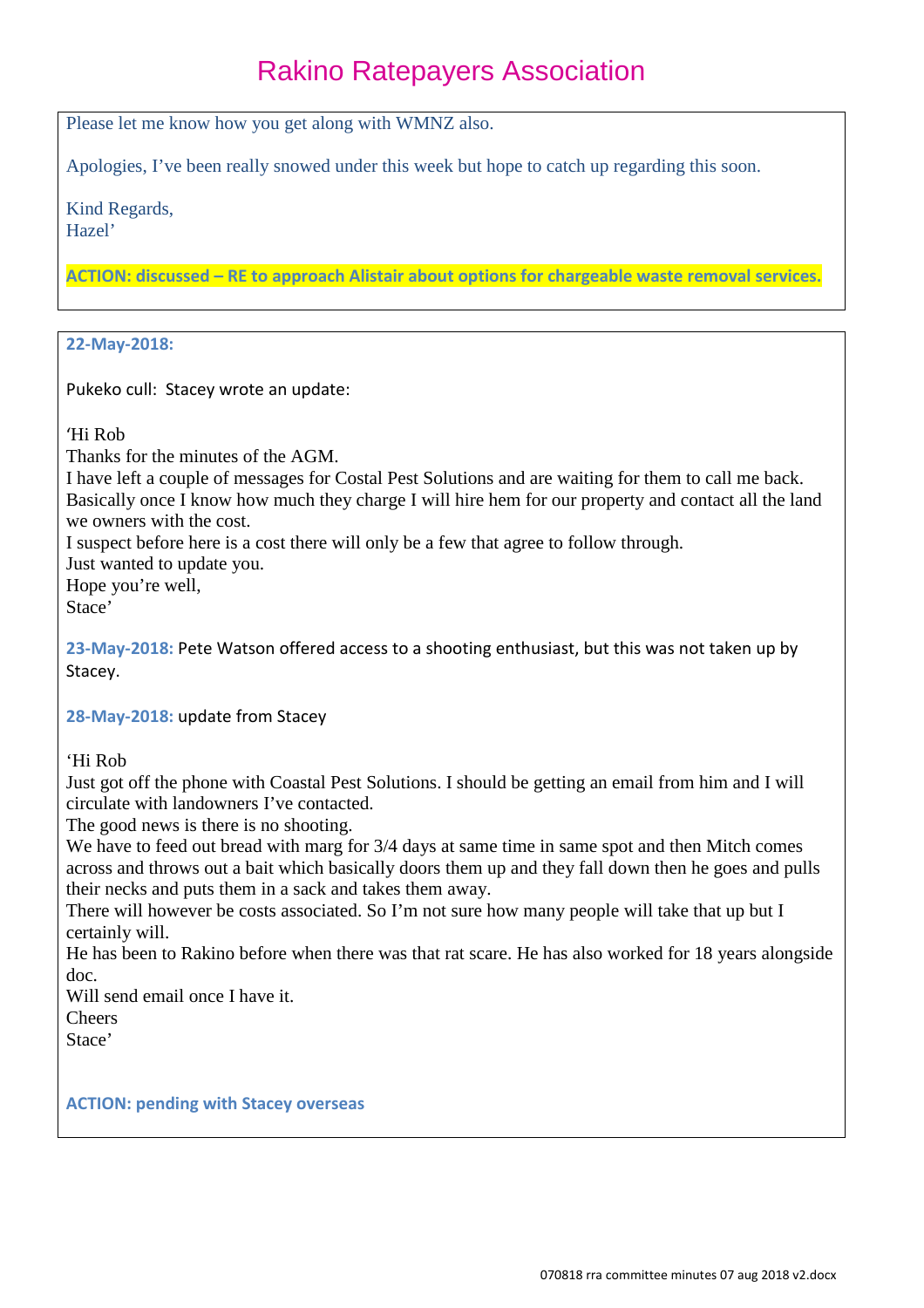Please let me know how you get along with WMNZ also.

Apologies, I've been really snowed under this week but hope to catch up regarding this soon.

Kind Regards,
Hazel'

**ACTION: discussed – RE to approach Alistair about options for chargeable waste removal services.**

**22-May-2018:**

Pukeko cull: Stacey wrote an update:

'Hi Rob
Thanks for the minutes of the AGM.
I have left a couple of messages for Costal Pest Solutions and are waiting for them to call me back.
Basically once I know how much they charge I will hire hem for our property and contact all the land we owners with the cost.
I suspect before here is a cost there will only be a few that agree to follow through.
Just wanted to update you.
Hope you're well,
Stace'

**23-May-2018:** Pete Watson offered access to a shooting enthusiast, but this was not taken up by Stacey.

**28-May-2018:** update from Stacey

'Hi Rob
Just got off the phone with Coastal Pest Solutions. I should be getting an email from him and I will circulate with landowners I've contacted.
The good news is there is no shooting.
We have to feed out bread with marg for 3/4 days at same time in same spot and then Mitch comes across and throws out a bait which basically doors them up and they fall down then he goes and pulls their necks and puts them in a sack and takes them away.
There will however be costs associated. So I'm not sure how many people will take that up but I certainly will.
He has been to Rakino before when there was that rat scare. He has also worked for 18 years alongside doc.
Will send email once I have it.
Cheers
Stace'

**ACTION: pending with Stacey overseas**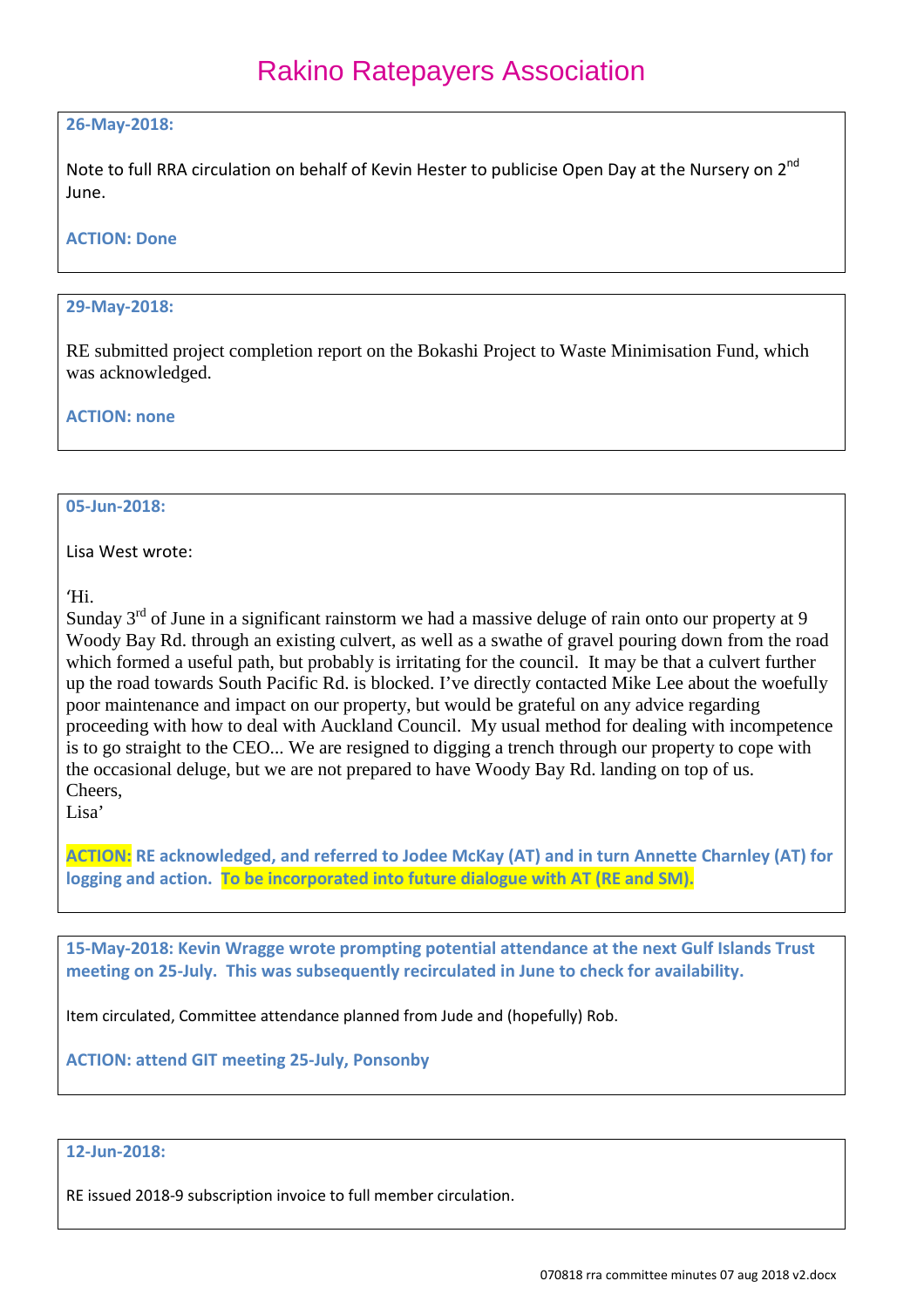# Rakino Ratepayers Association

**26-May-2018:**

Note to full RRA circulation on behalf of Kevin Hester to publicise Open Day at the Nursery on 2nd June.

**ACTION: Done**

**29-May-2018:**

RE submitted project completion report on the Bokashi Project to Waste Minimisation Fund, which was acknowledged.

**ACTION: none**

**05-Jun-2018:**

Lisa West wrote:

'Hi.
Sunday 3rd of June in a significant rainstorm we had a massive deluge of rain onto our property at 9 Woody Bay Rd. through an existing culvert, as well as a swathe of gravel pouring down from the road which formed a useful path, but probably is irritating for the council. It may be that a culvert further up the road towards South Pacific Rd. is blocked. I've directly contacted Mike Lee about the woefully poor maintenance and impact on our property, but would be grateful on any advice regarding proceeding with how to deal with Auckland Council. My usual method for dealing with incompetence is to go straight to the CEO... We are resigned to digging a trench through our property to cope with the occasional deluge, but we are not prepared to have Woody Bay Rd. landing on top of us.
Cheers,
Lisa'

**ACTION: RE acknowledged, and referred to Jodee McKay (AT) and in turn Annette Charnley (AT) for logging and action. To be incorporated into future dialogue with AT (RE and SM).**

**15-May-2018: Kevin Wragge wrote prompting potential attendance at the next Gulf Islands Trust meeting on 25-July. This was subsequently recirculated in June to check for availability.**

Item circulated, Committee attendance planned from Jude and (hopefully) Rob.

**ACTION: attend GIT meeting 25-July, Ponsonby**

**12-Jun-2018:**

RE issued 2018-9 subscription invoice to full member circulation.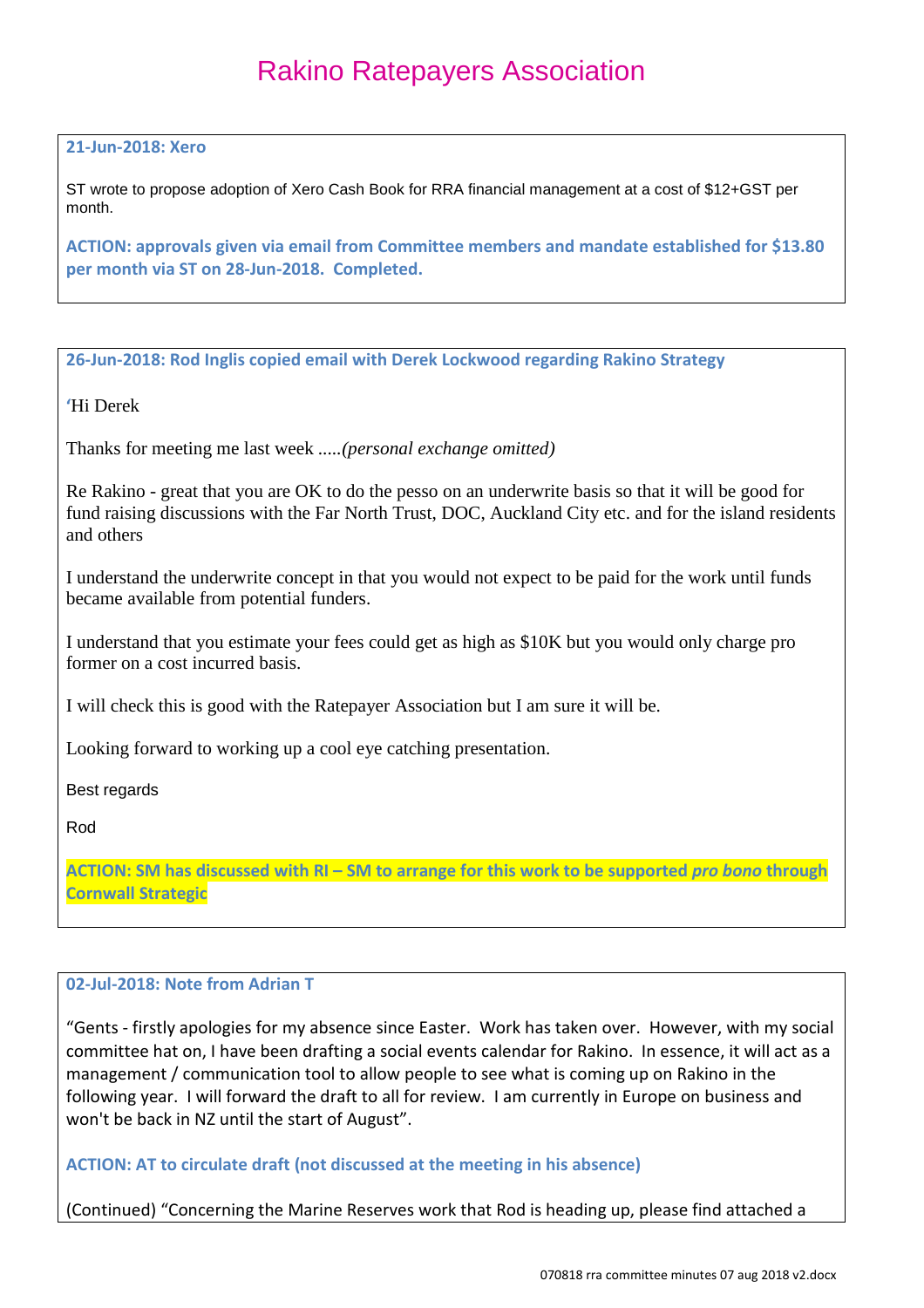# Rakino Ratepayers Association

**21-Jun-2018: Xero**

ST wrote to propose adoption of Xero Cash Book for RRA financial management at a cost of $12+GST per month.

**ACTION: approvals given via email from Committee members and mandate established for $13.80 per month via ST on 28-Jun-2018. Completed.**

---

**26-Jun-2018: Rod Inglis copied email with Derek Lockwood regarding Rakino Strategy**

'Hi Derek

Thanks for meeting me last week .....*(personal exchange omitted)*

Re Rakino - great that you are OK to do the pesso on an underwrite basis so that it will be good for fund raising discussions with the Far North Trust, DOC, Auckland City etc. and for the island residents and others

I understand the underwrite concept in that you would not expect to be paid for the work until funds became available from potential funders.

I understand that you estimate your fees could get as high as $10K but you would only charge pro former on a cost incurred basis.

I will check this is good with the Ratepayer Association but I am sure it will be.

Looking forward to working up a cool eye catching presentation.

Best regards

Rod

**ACTION: SM has discussed with RI – SM to arrange for this work to be supported *pro bono* through Cornwall Strategic**

---

**02-Jul-2018: Note from Adrian T**

"Gents - firstly apologies for my absence since Easter. Work has taken over. However, with my social committee hat on, I have been drafting a social events calendar for Rakino. In essence, it will act as a management / communication tool to allow people to see what is coming up on Rakino in the following year. I will forward the draft to all for review. I am currently in Europe on business and won't be back in NZ until the start of August".

**ACTION: AT to circulate draft (not discussed at the meeting in his absence)**

(Continued) "Concerning the Marine Reserves work that Rod is heading up, please find attached a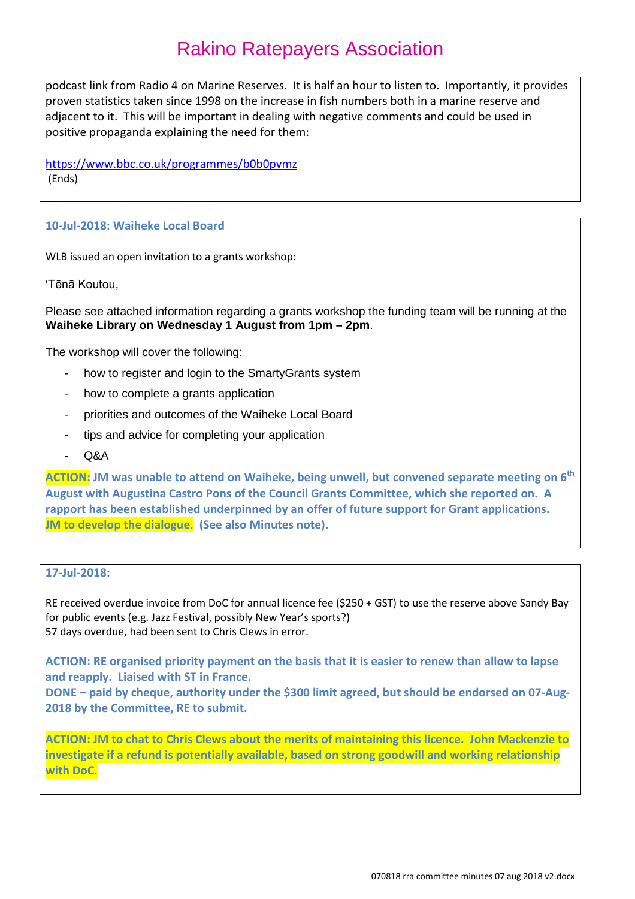podcast link from Radio 4 on Marine Reserves. It is half an hour to listen to. Importantly, it provides proven statistics taken since 1998 on the increase in fish numbers both in a marine reserve and adjacent to it. This will be important in dealing with negative comments and could be used in positive propaganda explaining the need for them:

https://www.bbc.co.uk/programmes/b0b0pvmz
(Ends)

---

**10-Jul-2018: Waiheke Local Board**

WLB issued an open invitation to a grants workshop:

'Tēnā Koutou,

Please see attached information regarding a grants workshop the funding team will be running at the **Waiheke Library on Wednesday 1 August from 1pm – 2pm**.

The workshop will cover the following:

- how to register and login to the SmartyGrants system
- how to complete a grants application
- priorities and outcomes of the Waiheke Local Board
- tips and advice for completing your application
- Q&A

**ACTION: JM was unable to attend on Waiheke, being unwell, but convened separate meeting on 6th August with Augustina Castro Pons of the Council Grants Committee, which she reported on. A rapport has been established underpinned by an offer of future support for Grant applications. JM to develop the dialogue. (See also Minutes note).**

---

**17-Jul-2018:**

RE received overdue invoice from DoC for annual licence fee ($250 + GST) to use the reserve above Sandy Bay for public events (e.g. Jazz Festival, possibly New Year's sports?)
57 days overdue, had been sent to Chris Clews in error.

**ACTION: RE organised priority payment on the basis that it is easier to renew than allow to lapse and reapply. Liaised with ST in France.**
**DONE – paid by cheque, authority under the $300 limit agreed, but should be endorsed on 07-Aug-2018 by the Committee, RE to submit.**

**ACTION: JM to chat to Chris Clews about the merits of maintaining this licence. John Mackenzie to investigate if a refund is potentially available, based on strong goodwill and working relationship with DoC.**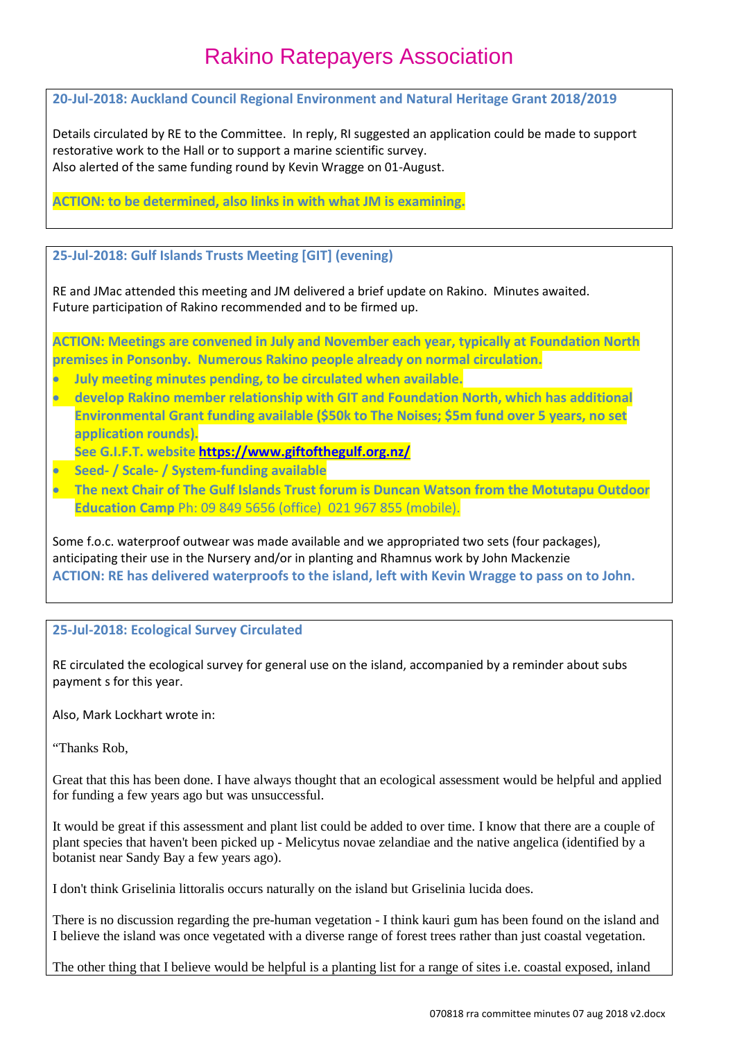# Rakino Ratepayers Association

**20-Jul-2018: Auckland Council Regional Environment and Natural Heritage Grant 2018/2019**

Details circulated by RE to the Committee. In reply, RI suggested an application could be made to support restorative work to the Hall or to support a marine scientific survey.
Also alerted of the same funding round by Kevin Wragge on 01-August.

**ACTION: to be determined, also links in with what JM is examining.**

**25-Jul-2018: Gulf Islands Trusts Meeting [GIT] (evening)**

RE and JMac attended this meeting and JM delivered a brief update on Rakino. Minutes awaited.
Future participation of Rakino recommended and to be firmed up.

**ACTION: Meetings are convened in July and November each year, typically at Foundation North premises in Ponsonby. Numerous Rakino people already on normal circulation.**

- **July meeting minutes pending, to be circulated when available.**
- **develop Rakino member relationship with GIT and Foundation North, which has additional Environmental Grant funding available ($50k to The Noises; $5m fund over 5 years, no set application rounds).**
  **See G.I.F.T. website https://www.giftofthegulf.org.nz/**
- **Seed- / Scale- / System-funding available**
- **The next Chair of The Gulf Islands Trust forum is Duncan Watson from the Motutapu Outdoor Education Camp** Ph: 09 849 5656 (office) 021 967 855 (mobile).

Some f.o.c. waterproof outwear was made available and we appropriated two sets (four packages), anticipating their use in the Nursery and/or in planting and Rhamnus work by John Mackenzie
**ACTION: RE has delivered waterproofs to the island, left with Kevin Wragge to pass on to John.**

**25-Jul-2018: Ecological Survey Circulated**

RE circulated the ecological survey for general use on the island, accompanied by a reminder about subs payment s for this year.

Also, Mark Lockhart wrote in:

"Thanks Rob,

Great that this has been done. I have always thought that an ecological assessment would be helpful and applied for funding a few years ago but was unsuccessful.

It would be great if this assessment and plant list could be added to over time. I know that there are a couple of plant species that haven't been picked up - Melicytus novae zelandiae and the native angelica (identified by a botanist near Sandy Bay a few years ago).

I don't think Griselinia littoralis occurs naturally on the island but Griselinia lucida does.

There is no discussion regarding the pre-human vegetation - I think kauri gum has been found on the island and I believe the island was once vegetated with a diverse range of forest trees rather than just coastal vegetation.

The other thing that I believe would be helpful is a planting list for a range of sites i.e. coastal exposed, inland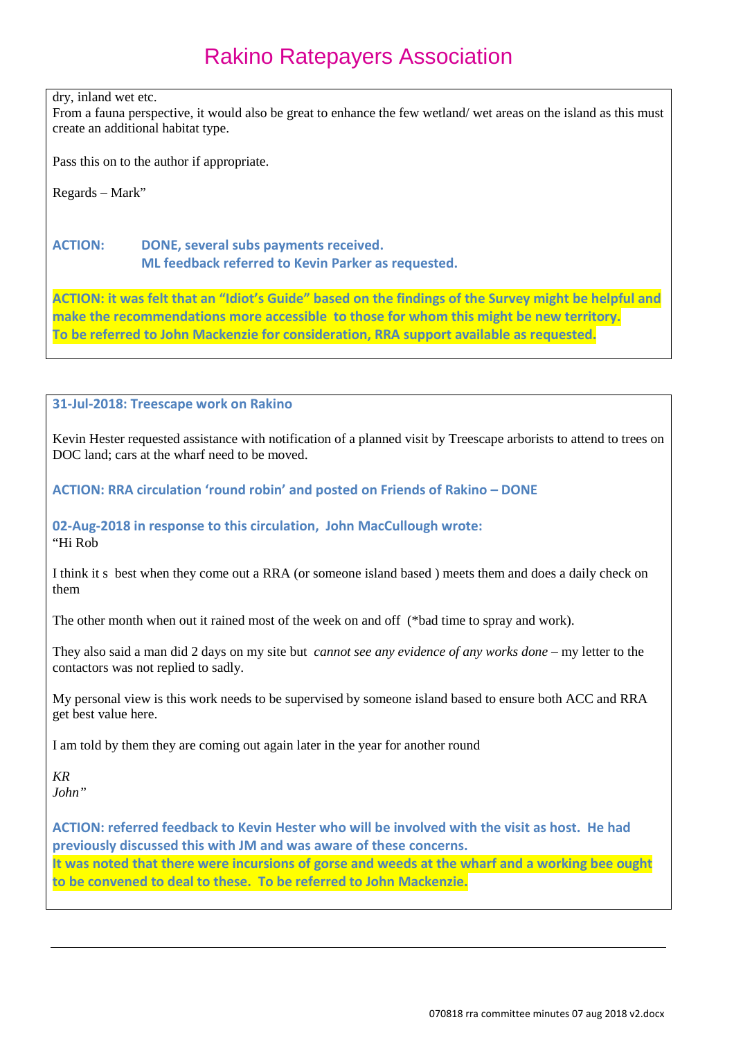dry, inland wet etc.
From a fauna perspective, it would also be great to enhance the few wetland/ wet areas on the island as this must create an additional habitat type.

Pass this on to the author if appropriate.

Regards – Mark"

**ACTION: DONE, several subs payments received.**
**ML feedback referred to Kevin Parker as requested.**

**ACTION: it was felt that an "Idiot's Guide" based on the findings of the Survey might be helpful and make the recommendations more accessible to those for whom this might be new territory.**
**To be referred to John Mackenzie for consideration, RRA support available as requested.**

**31-Jul-2018: Treescape work on Rakino**

Kevin Hester requested assistance with notification of a planned visit by Treescape arborists to attend to trees on DOC land; cars at the wharf need to be moved.

**ACTION: RRA circulation 'round robin' and posted on Friends of Rakino – DONE**

**02-Aug-2018 in response to this circulation, John MacCullough wrote:**
"Hi Rob

I think it s best when they come out a RRA (or someone island based ) meets them and does a daily check on them

The other month when out it rained most of the week on and off (*bad time to spray and work).

They also said a man did 2 days on my site but *cannot see any evidence of any works done* – my letter to the contactors was not replied to sadly.

My personal view is this work needs to be supervised by someone island based to ensure both ACC and RRA get best value here.

I am told by them they are coming out again later in the year for another round

*KR*
*John"*

**ACTION: referred feedback to Kevin Hester who will be involved with the visit as host. He had previously discussed this with JM and was aware of these concerns.**
**It was noted that there were incursions of gorse and weeds at the wharf and a working bee ought to be convened to deal to these. To be referred to John Mackenzie.**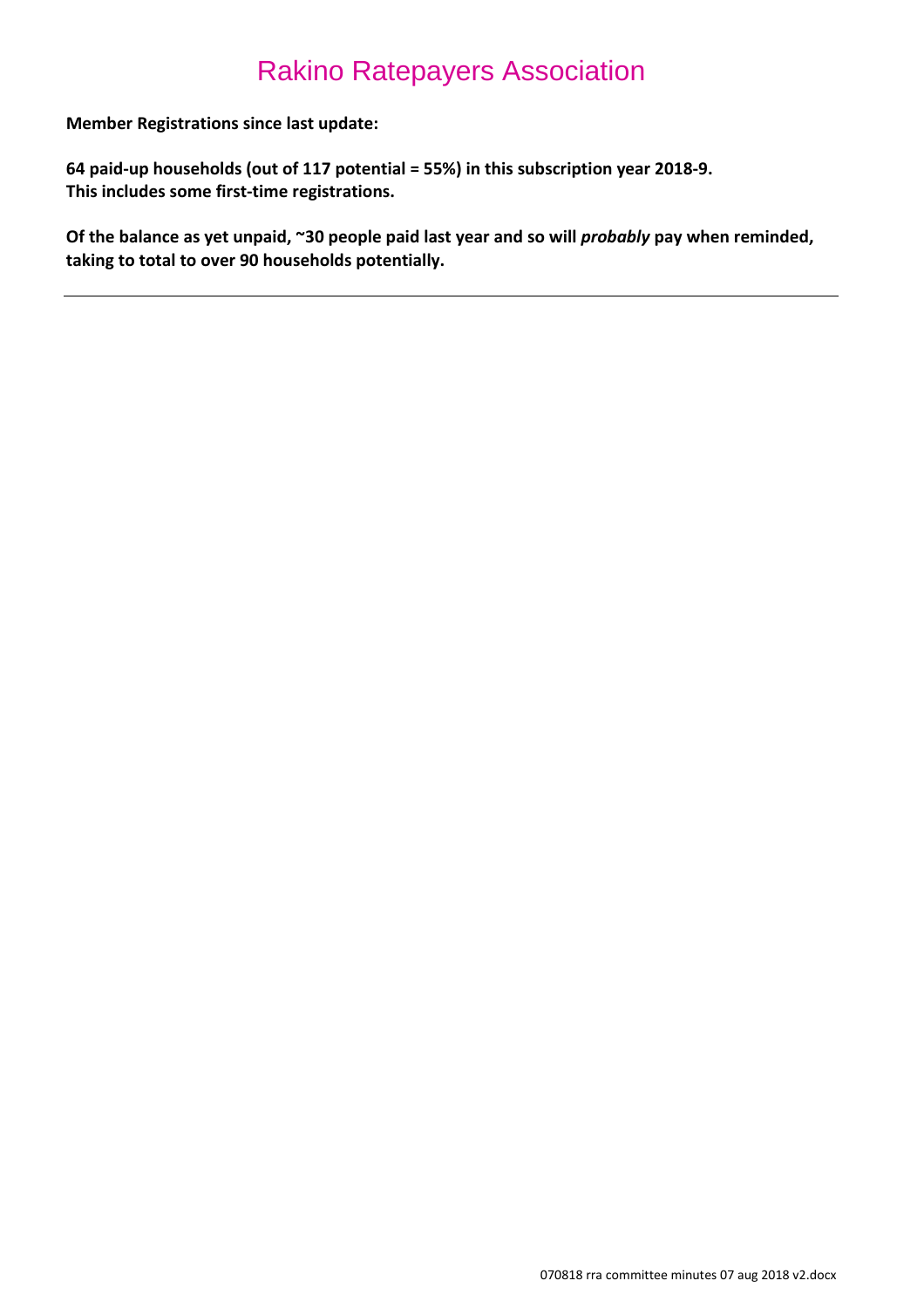# Rakino Ratepayers Association

**Member Registrations since last update:**

**64 paid-up households (out of 117 potential = 55%) in this subscription year 2018-9.**
**This includes some first-time registrations.**

**Of the balance as yet unpaid, ~30 people paid last year and so will *probably* pay when reminded, taking to total to over 90 households potentially.**

---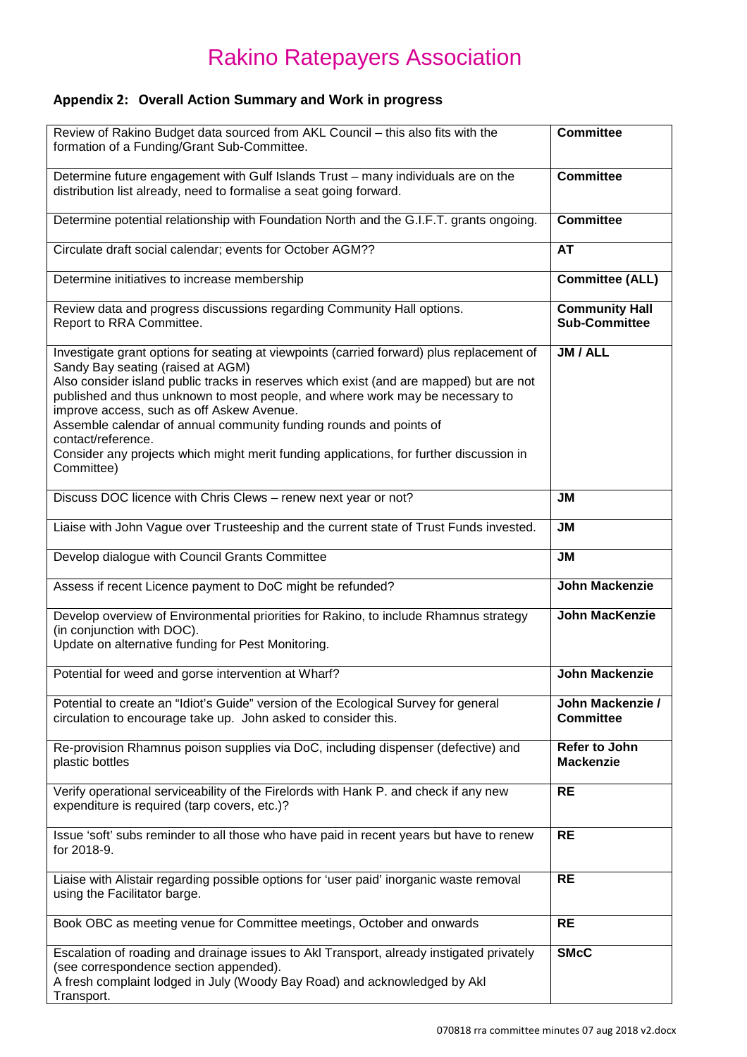# Rakino Ratepayers Association

## Appendix 2: Overall Action Summary and Work in progress

| Action | Responsible |
|---|---|
| Review of Rakino Budget data sourced from AKL Council – this also fits with the formation of a Funding/Grant Sub-Committee. | **Committee** |
| Determine future engagement with Gulf Islands Trust – many individuals are on the distribution list already, need to formalise a seat going forward. | **Committee** |
| Determine potential relationship with Foundation North and the G.I.F.T. grants ongoing. | **Committee** |
| Circulate draft social calendar; events for October AGM?? | **AT** |
| Determine initiatives to increase membership | **Committee (ALL)** |
| Review data and progress discussions regarding Community Hall options.<br>Report to RRA Committee. | **Community Hall Sub-Committee** |
| Investigate grant options for seating at viewpoints (carried forward) plus replacement of Sandy Bay seating (raised at AGM)<br>Also consider island public tracks in reserves which exist (and are mapped) but are not published and thus unknown to most people, and where work may be necessary to improve access, such as off Askew Avenue.<br>Assemble calendar of annual community funding rounds and points of contact/reference.<br>Consider any projects which might merit funding applications, for further discussion in Committee) | **JM / ALL** |
| Discuss DOC licence with Chris Clews – renew next year or not? | **JM** |
| Liaise with John Vague over Trusteeship and the current state of Trust Funds invested. | **JM** |
| Develop dialogue with Council Grants Committee | **JM** |
| Assess if recent Licence payment to DoC might be refunded? | **John Mackenzie** |
| Develop overview of Environmental priorities for Rakino, to include Rhamnus strategy (in conjunction with DOC).<br>Update on alternative funding for Pest Monitoring. | **John MacKenzie** |
| Potential for weed and gorse intervention at Wharf? | **John Mackenzie** |
| Potential to create an "Idiot's Guide" version of the Ecological Survey for general circulation to encourage take up. John asked to consider this. | **John Mackenzie / Committee** |
| Re-provision Rhamnus poison supplies via DoC, including dispenser (defective) and plastic bottles | **Refer to John Mackenzie** |
| Verify operational serviceability of the Firelords with Hank P. and check if any new expenditure is required (tarp covers, etc.)? | **RE** |
| Issue 'soft' subs reminder to all those who have paid in recent years but have to renew for 2018-9. | **RE** |
| Liaise with Alistair regarding possible options for 'user paid' inorganic waste removal using the Facilitator barge. | **RE** |
| Book OBC as meeting venue for Committee meetings, October and onwards | **RE** |
| Escalation of roading and drainage issues to Akl Transport, already instigated privately (see correspondence section appended).<br>A fresh complaint lodged in July (Woody Bay Road) and acknowledged by Akl Transport. | **SMcC** |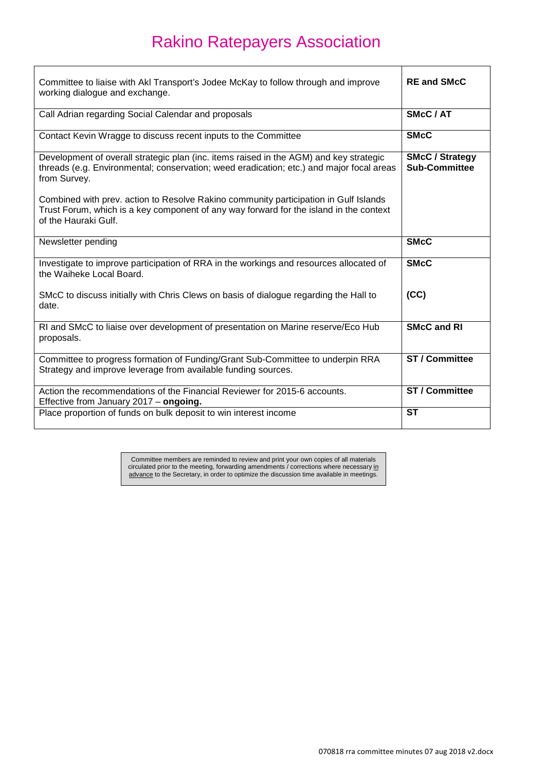# Rakino Ratepayers Association

| | |
|---|---|
| Committee to liaise with Akl Transport's Jodee McKay to follow through and improve working dialogue and exchange. | **RE and SMcC** |
| Call Adrian regarding Social Calendar and proposals | **SMcC / AT** |
| Contact Kevin Wragge to discuss recent inputs to the Committee | **SMcC** |
| Development of overall strategic plan (inc. items raised in the AGM) and key strategic threads (e.g. Environmental; conservation; weed eradication; etc.) and major focal areas from Survey.<br><br>Combined with prev. action to Resolve Rakino community participation in Gulf Islands Trust Forum, which is a key component of any way forward for the island in the context of the Hauraki Gulf. | **SMcC / Strategy Sub-Committee** |
| Newsletter pending | **SMcC** |
| Investigate to improve participation of RRA in the workings and resources allocated of the Waiheke Local Board.<br><br>SMcC to discuss initially with Chris Clews on basis of dialogue regarding the Hall to date. | **SMcC**<br><br>**(CC)** |
| RI and SMcC to liaise over development of presentation on Marine reserve/Eco Hub proposals. | **SMcC and RI** |
| Committee to progress formation of Funding/Grant Sub-Committee to underpin RRA Strategy and improve leverage from available funding sources. | **ST / Committee** |
| Action the recommendations of the Financial Reviewer for 2015-6 accounts. Effective from January 2017 – **ongoing.** | **ST / Committee** |
| Place proportion of funds on bulk deposit to win interest income | **ST** |

Committee members are reminded to review and print your own copies of all materials circulated prior to the meeting, forwarding amendments / corrections where necessary in advance to the Secretary, in order to optimize the discussion time available in meetings.